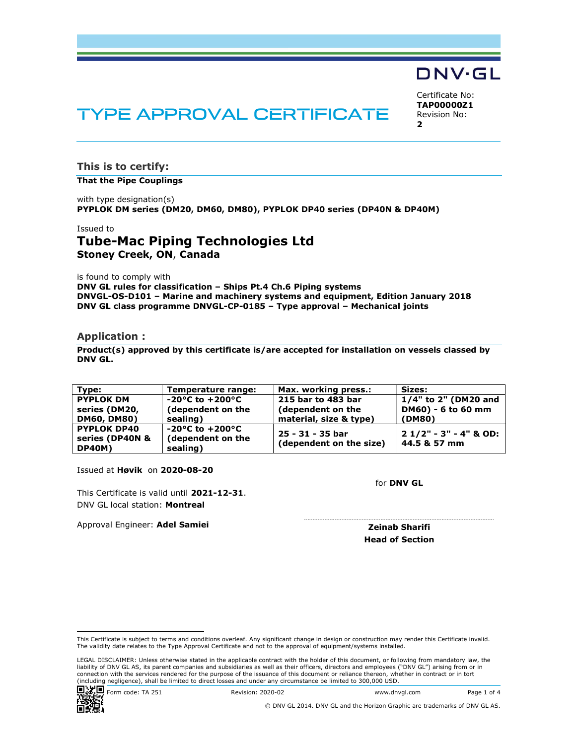DNV·GL

# TYPE APPROVAL CERTIFICATE

Certificate No:
**TAP00000Z1**
Revision No:
**2**

## This is to certify:

**That the Pipe Couplings**

with type designation(s)
**PYPLOK DM series (DM20, DM60, DM80), PYPLOK DP40 series (DP40N & DP40M)**

Issued to

### Tube-Mac Piping Technologies Ltd
**Stoney Creek, ON**, **Canada**

is found to comply with
**DNV GL rules for classification – Ships Pt.4 Ch.6 Piping systems**
**DNVGL-OS-D101 – Marine and machinery systems and equipment, Edition January 2018**
**DNV GL class programme DNVGL-CP-0185 – Type approval – Mechanical joints**

## Application :

**Product(s) approved by this certificate is/are accepted for installation on vessels classed by DNV GL.**

| Type: | Temperature range: | Max. working press.: | Sizes: |
|---|---|---|---|
| **PYPLOK DM series (DM20, DM60, DM80)** | **-20°C to +200°C (dependent on the sealing)** | **215 bar to 483 bar (dependent on the material, size & type)** | **1/4" to 2" (DM20 and DM60) - 6 to 60 mm (DM80)** |
| **PYPLOK DP40 series (DP40N & DP40M)** | **-20°C to +200°C (dependent on the sealing)** | **25 - 31 - 35 bar (dependent on the size)** | **2 1/2" - 3" - 4" & OD: 44.5 & 57 mm** |

Issued at **Høvik** on **2020-08-20**

for **DNV GL**

This Certificate is valid until **2021-12-31**.
DNV GL local station: **Montreal**

Approval Engineer: **Adel Samiei**

**Zeinab Sharifi**
**Head of Section**

This Certificate is subject to terms and conditions overleaf. Any significant change in design or construction may render this Certificate invalid. The validity date relates to the Type Approval Certificate and not to the approval of equipment/systems installed.

LEGAL DISCLAIMER: Unless otherwise stated in the applicable contract with the holder of this document, or following from mandatory law, the liability of DNV GL AS, its parent companies and subsidiaries as well as their officers, directors and employees ("DNV GL") arising from or in connection with the services rendered for the purpose of the issuance of this document or reliance thereon, whether in contract or in tort (including negligence), shall be limited to direct losses and under any circumstance be limited to 300,000 USD.

Form code: TA 251 Revision: 2020-02 www.dnvgl.com

© DNV GL 2014. DNV GL and the Horizon Graphic are trademarks of DNV GL AS.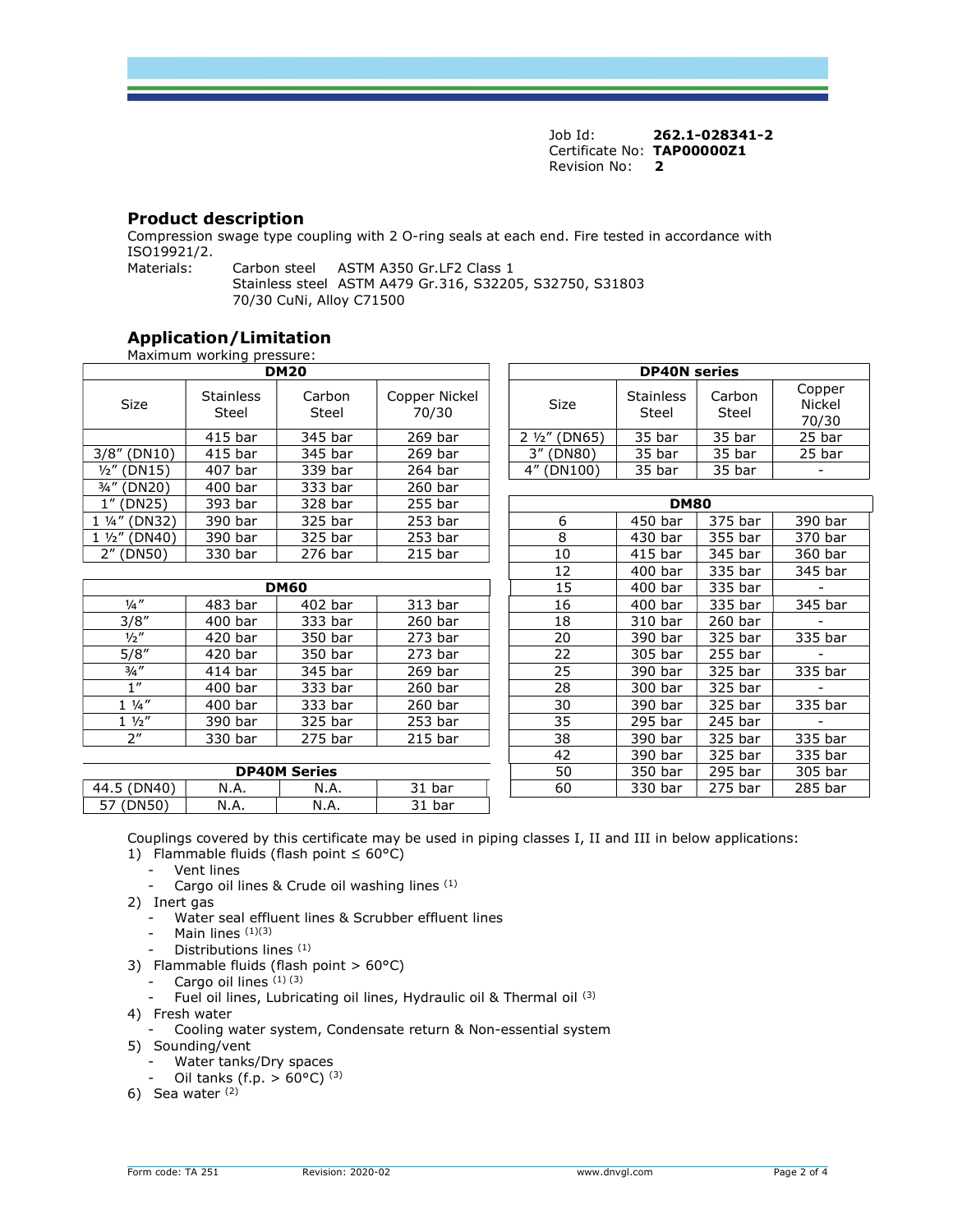Job Id: **262.1-028341-2**
Certificate No: **TAP00000Z1**
Revision No: **2**

## Product description

Compression swage type coupling with 2 O-ring seals at each end. Fire tested in accordance with ISO19921/2.

Materials: Carbon steel ASTM A350 Gr.LF2 Class 1
Stainless steel ASTM A479 Gr.316, S32205, S32750, S31803
70/30 CuNi, Alloy C71500

## Application/Limitation

Maximum working pressure:

| DM20 | | | |
|---|---|---|---|
| Size | Stainless Steel | Carbon Steel | Copper Nickel 70/30 |
| | 415 bar | 345 bar | 269 bar |
| 3/8″ (DN10) | 415 bar | 345 bar | 269 bar |
| ½″ (DN15) | 407 bar | 339 bar | 264 bar |
| ¾″ (DN20) | 400 bar | 333 bar | 260 bar |
| 1″ (DN25) | 393 bar | 328 bar | 255 bar |
| 1 ¼″ (DN32) | 390 bar | 325 bar | 253 bar |
| 1 ½″ (DN40) | 390 bar | 325 bar | 253 bar |
| 2″ (DN50) | 330 bar | 276 bar | 215 bar |

| DM60 | | | |
|---|---|---|---|
| ¼″ | 483 bar | 402 bar | 313 bar |
| 3/8″ | 400 bar | 333 bar | 260 bar |
| ½″ | 420 bar | 350 bar | 273 bar |
| 5/8″ | 420 bar | 350 bar | 273 bar |
| ¾″ | 414 bar | 345 bar | 269 bar |
| 1″ | 400 bar | 333 bar | 260 bar |
| 1 ¼″ | 400 bar | 333 bar | 260 bar |
| 1 ½″ | 390 bar | 325 bar | 253 bar |
| 2″ | 330 bar | 275 bar | 215 bar |

| DP40M Series | | | |
|---|---|---|---|
| 44.5 (DN40) | N.A. | N.A. | 31 bar |
| 57 (DN50) | N.A. | N.A. | 31 bar |

| DP40N series | | | |
|---|---|---|---|
| Size | Stainless Steel | Carbon Steel | Copper Nickel 70/30 |
| 2 ½″ (DN65) | 35 bar | 35 bar | 25 bar |
| 3″ (DN80) | 35 bar | 35 bar | 25 bar |
| 4″ (DN100) | 35 bar | 35 bar | - |

| DM80 | | | |
|---|---|---|---|
| 6 | 450 bar | 375 bar | 390 bar |
| 8 | 430 bar | 355 bar | 370 bar |
| 10 | 415 bar | 345 bar | 360 bar |
| 12 | 400 bar | 335 bar | 345 bar |
| 15 | 400 bar | 335 bar | - |
| 16 | 400 bar | 335 bar | 345 bar |
| 18 | 310 bar | 260 bar | - |
| 20 | 390 bar | 325 bar | 335 bar |
| 22 | 305 bar | 255 bar | - |
| 25 | 390 bar | 325 bar | 335 bar |
| 28 | 300 bar | 325 bar | - |
| 30 | 390 bar | 325 bar | 335 bar |
| 35 | 295 bar | 245 bar | - |
| 38 | 390 bar | 325 bar | 335 bar |
| 42 | 390 bar | 325 bar | 335 bar |
| 50 | 350 bar | 295 bar | 305 bar |
| 60 | 330 bar | 275 bar | 285 bar |

Couplings covered by this certificate may be used in piping classes I, II and III in below applications:

1) Flammable fluids (flash point ≤ 60°C)
   - Vent lines
   - Cargo oil lines & Crude oil washing lines [(1)]
2) Inert gas
   - Water seal effluent lines & Scrubber effluent lines
   - Main lines [(1)(3)]
   - Distributions lines [(1)]
3) Flammable fluids (flash point > 60°C)
   - Cargo oil lines [(1) (3)]
   - Fuel oil lines, Lubricating oil lines, Hydraulic oil & Thermal oil [(3)]
4) Fresh water
   - Cooling water system, Condensate return & Non-essential system
5) Sounding/vent
   - Water tanks/Dry spaces
   - Oil tanks (f.p. > 60°C) [(3)]
6) Sea water [(2)]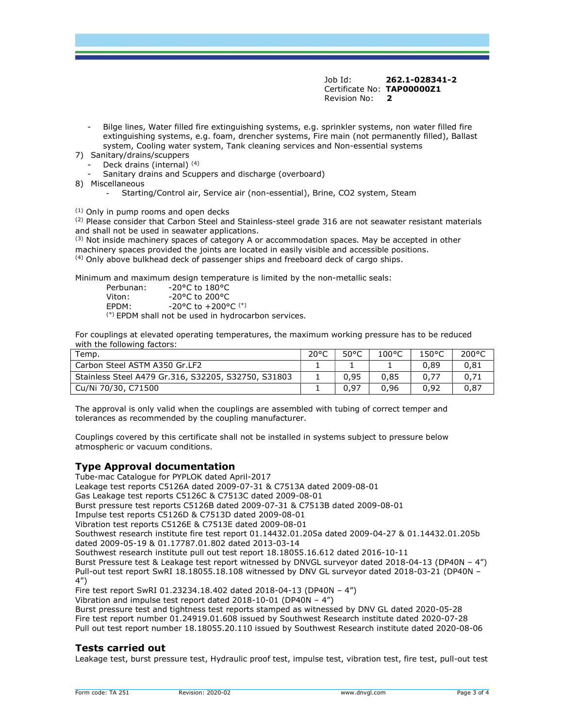Job Id: **262.1-028341-2**
Certificate No: **TAP00000Z1**
Revision No: **2**

- Bilge lines, Water filled fire extinguishing systems, e.g. sprinkler systems, non water filled fire extinguishing systems, e.g. foam, drencher systems, Fire main (not permanently filled), Ballast system, Cooling water system, Tank cleaning services and Non-essential systems

7) Sanitary/drains/scuppers
   - Deck drains (internal) [(4)]
   - Sanitary drains and Scuppers and discharge (overboard)
8) Miscellaneous
   - Starting/Control air, Service air (non-essential), Brine, CO2 system, Steam

[(1)] Only in pump rooms and open decks
[(2)] Please consider that Carbon Steel and Stainless-steel grade 316 are not seawater resistant materials and shall not be used in seawater applications.
[(3)] Not inside machinery spaces of category A or accommodation spaces. May be accepted in other machinery spaces provided the joints are located in easily visible and accessible positions.
[(4)] Only above bulkhead deck of passenger ships and freeboard deck of cargo ships.

Minimum and maximum design temperature is limited by the non-metallic seals:

Perbunan: -20°C to 180°C
Viton: -20°C to 200°C
EPDM: -20°C to +200°C [(*)]
[(*)] EPDM shall not be used in hydrocarbon services.

For couplings at elevated operating temperatures, the maximum working pressure has to be reduced with the following factors:

| Temp. | 20°C | 50°C | 100°C | 150°C | 200°C |
|---|---|---|---|---|---|
| Carbon Steel ASTM A350 Gr.LF2 | 1 | 1 | 1 | 0,89 | 0,81 |
| Stainless Steel A479 Gr.316, S32205, S32750, S31803 | 1 | 0,95 | 0,85 | 0,77 | 0,71 |
| Cu/Ni 70/30, C71500 | 1 | 0,97 | 0,96 | 0,92 | 0,87 |

The approval is only valid when the couplings are assembled with tubing of correct temper and tolerances as recommended by the coupling manufacturer.

Couplings covered by this certificate shall not be installed in systems subject to pressure below atmospheric or vacuum conditions.

## Type Approval documentation

Tube-mac Catalogue for PYPLOK dated April-2017
Leakage test reports C5126A dated 2009-07-31 & C7513A dated 2009-08-01
Gas Leakage test reports C5126C & C7513C dated 2009-08-01
Burst pressure test reports C5126B dated 2009-07-31 & C7513B dated 2009-08-01
Impulse test reports C5126D & C7513D dated 2009-08-01
Vibration test reports C5126E & C7513E dated 2009-08-01
Southwest research institute fire test report 01.14432.01.205a dated 2009-04-27 & 01.14432.01.205b dated 2009-05-19 & 01.17787.01.802 dated 2013-03-14
Southwest research institute pull out test report 18.18055.16.612 dated 2016-10-11
Burst Pressure test & Leakage test report witnessed by DNVGL surveyor dated 2018-04-13 (DP40N – 4")
Pull-out test report SwRI 18.18055.18.108 witnessed by DNV GL surveyor dated 2018-03-21 (DP40N – 4")
Fire test report SwRI 01.23234.18.402 dated 2018-04-13 (DP40N – 4")
Vibration and impulse test report dated 2018-10-01 (DP40N – 4")
Burst pressure test and tightness test reports stamped as witnessed by DNV GL dated 2020-05-28
Fire test report number 01.24919.01.608 issued by Southwest Research institute dated 2020-07-28
Pull out test report number 18.18055.20.110 issued by Southwest Research institute dated 2020-08-06

## Tests carried out

Leakage test, burst pressure test, Hydraulic proof test, impulse test, vibration test, fire test, pull-out test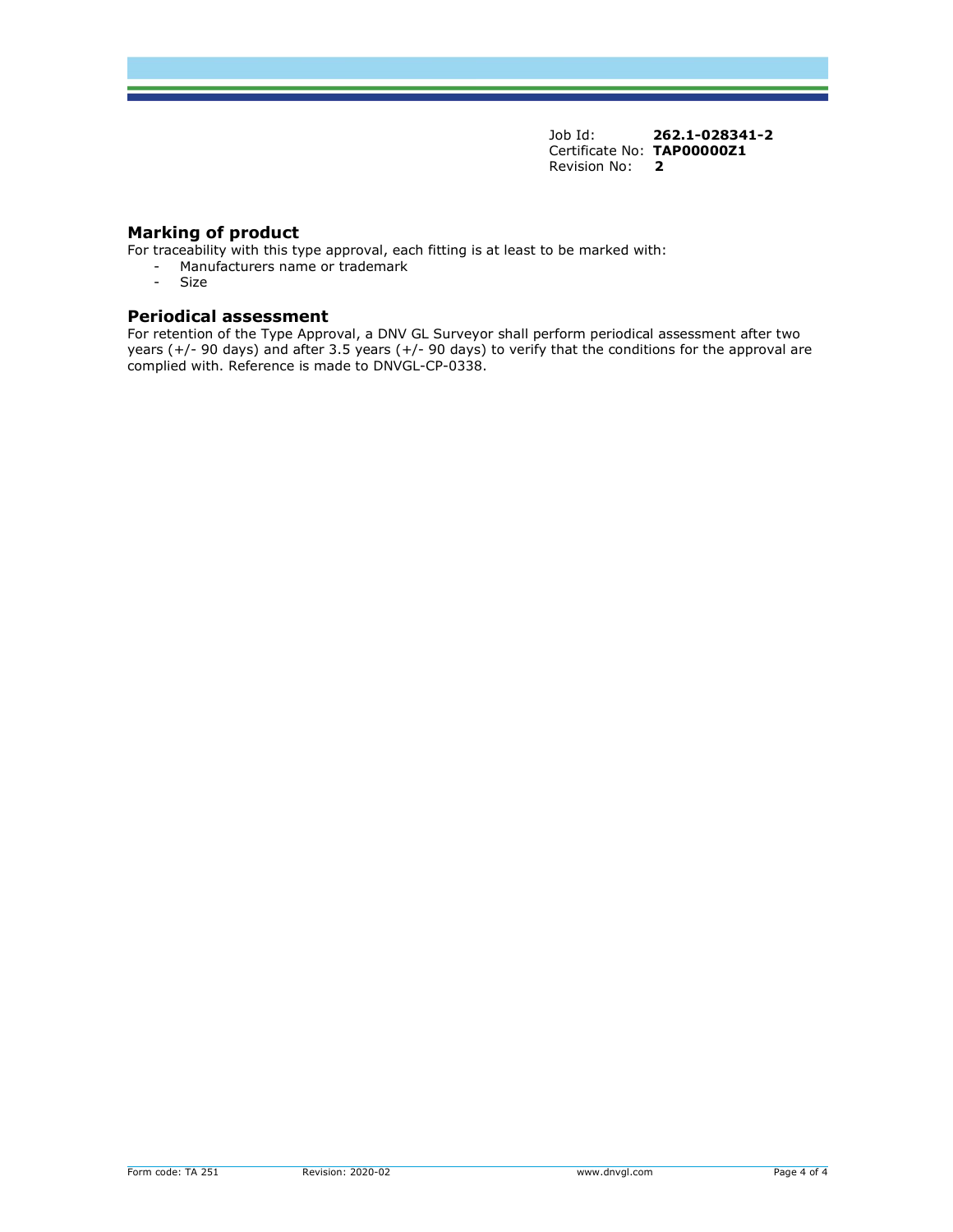Job Id: **262.1-028341-2**
Certificate No: **TAP00000Z1**
Revision No: **2**

## Marking of product

For traceability with this type approval, each fitting is at least to be marked with:

- Manufacturers name or trademark
- Size

## Periodical assessment

For retention of the Type Approval, a DNV GL Surveyor shall perform periodical assessment after two years (+/- 90 days) and after 3.5 years (+/- 90 days) to verify that the conditions for the approval are complied with. Reference is made to DNVGL-CP-0338.